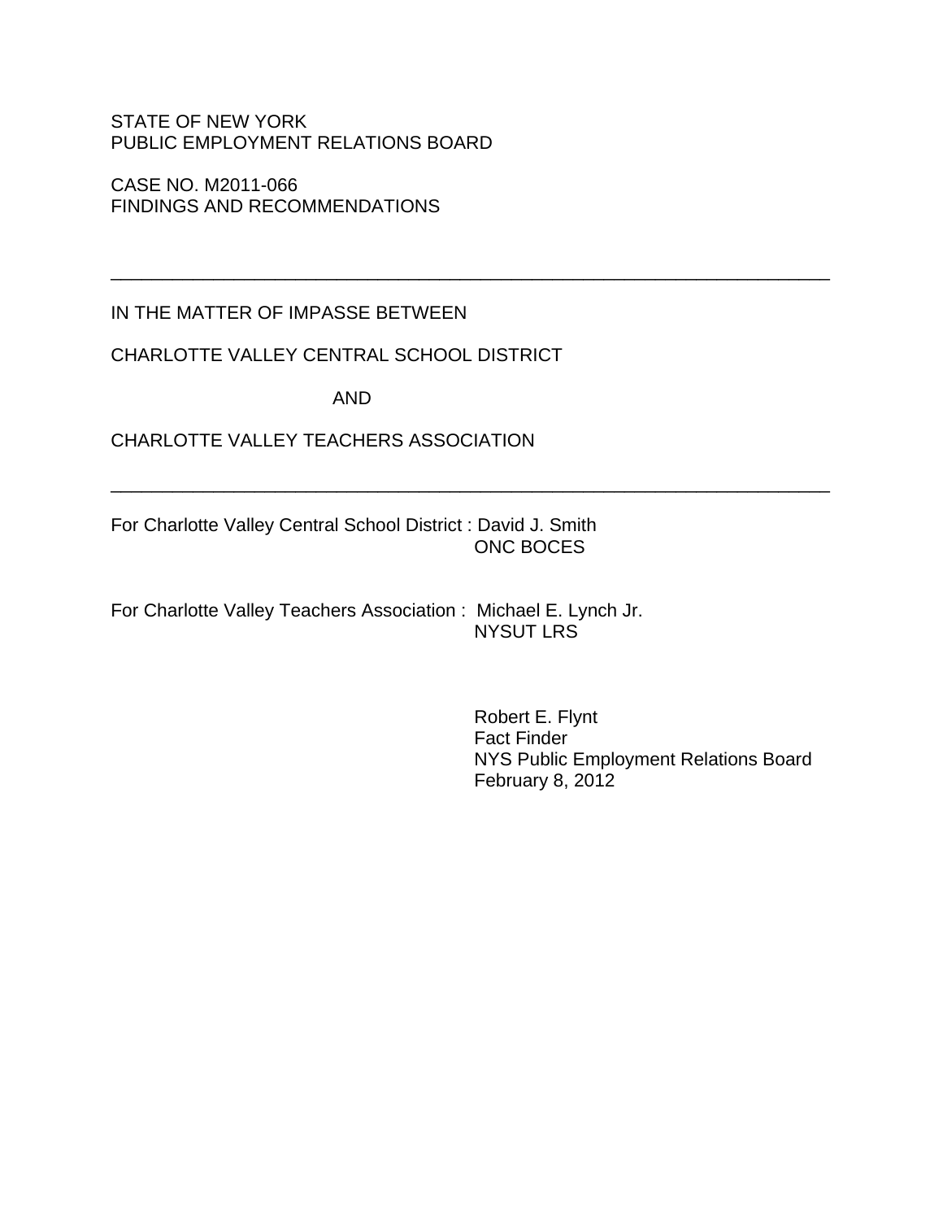STATE OF NEW YORK
PUBLIC EMPLOYMENT RELATIONS BOARD

CASE NO. M2011-066
FINDINGS AND RECOMMENDATIONS

---

IN THE MATTER OF IMPASSE BETWEEN

CHARLOTTE VALLEY CENTRAL SCHOOL DISTRICT

AND

CHARLOTTE VALLEY TEACHERS ASSOCIATION

---

For Charlotte Valley Central School District : David J. Smith
ONC BOCES

For Charlotte Valley Teachers Association : Michael E. Lynch Jr.
NYSUT LRS

Robert E. Flynt
Fact Finder
NYS Public Employment Relations Board
February 8, 2012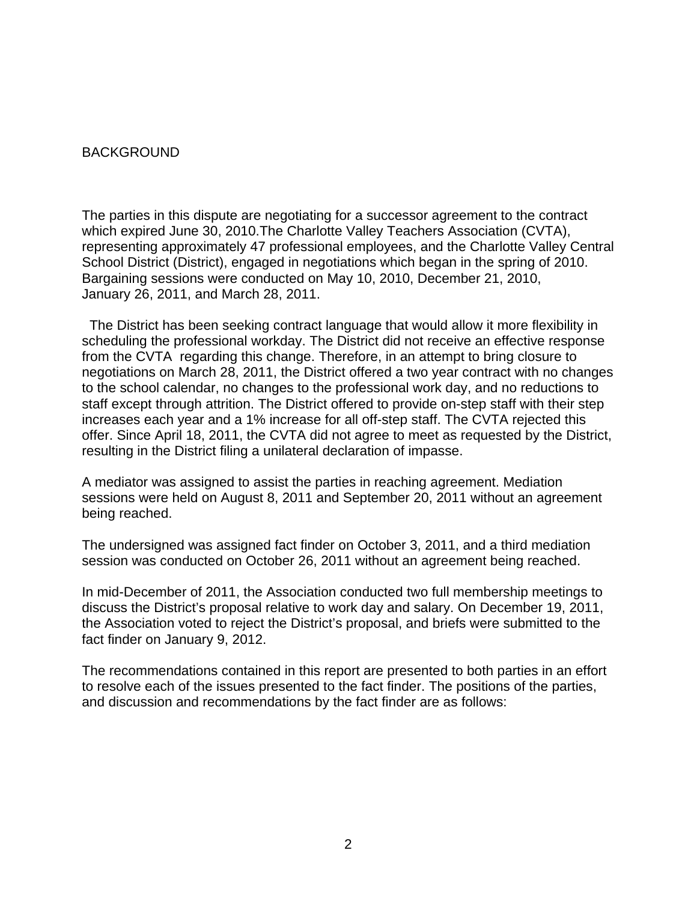## BACKGROUND

The parties in this dispute are negotiating for a successor agreement to the contract which expired June 30, 2010.The Charlotte Valley Teachers Association (CVTA), representing approximately 47 professional employees, and the Charlotte Valley Central School District (District), engaged in negotiations which began in the spring of 2010. Bargaining sessions were conducted on May 10, 2010, December 21, 2010, January 26, 2011, and March 28, 2011.

The District has been seeking contract language that would allow it more flexibility in scheduling the professional workday. The District did not receive an effective response from the CVTA regarding this change. Therefore, in an attempt to bring closure to negotiations on March 28, 2011, the District offered a two year contract with no changes to the school calendar, no changes to the professional work day, and no reductions to staff except through attrition. The District offered to provide on-step staff with their step increases each year and a 1% increase for all off-step staff. The CVTA rejected this offer. Since April 18, 2011, the CVTA did not agree to meet as requested by the District, resulting in the District filing a unilateral declaration of impasse.

A mediator was assigned to assist the parties in reaching agreement. Mediation sessions were held on August 8, 2011 and September 20, 2011 without an agreement being reached.

The undersigned was assigned fact finder on October 3, 2011, and a third mediation session was conducted on October 26, 2011 without an agreement being reached.

In mid-December of 2011, the Association conducted two full membership meetings to discuss the District's proposal relative to work day and salary. On December 19, 2011, the Association voted to reject the District's proposal, and briefs were submitted to the fact finder on January 9, 2012.

The recommendations contained in this report are presented to both parties in an effort to resolve each of the issues presented to the fact finder. The positions of the parties, and discussion and recommendations by the fact finder are as follows: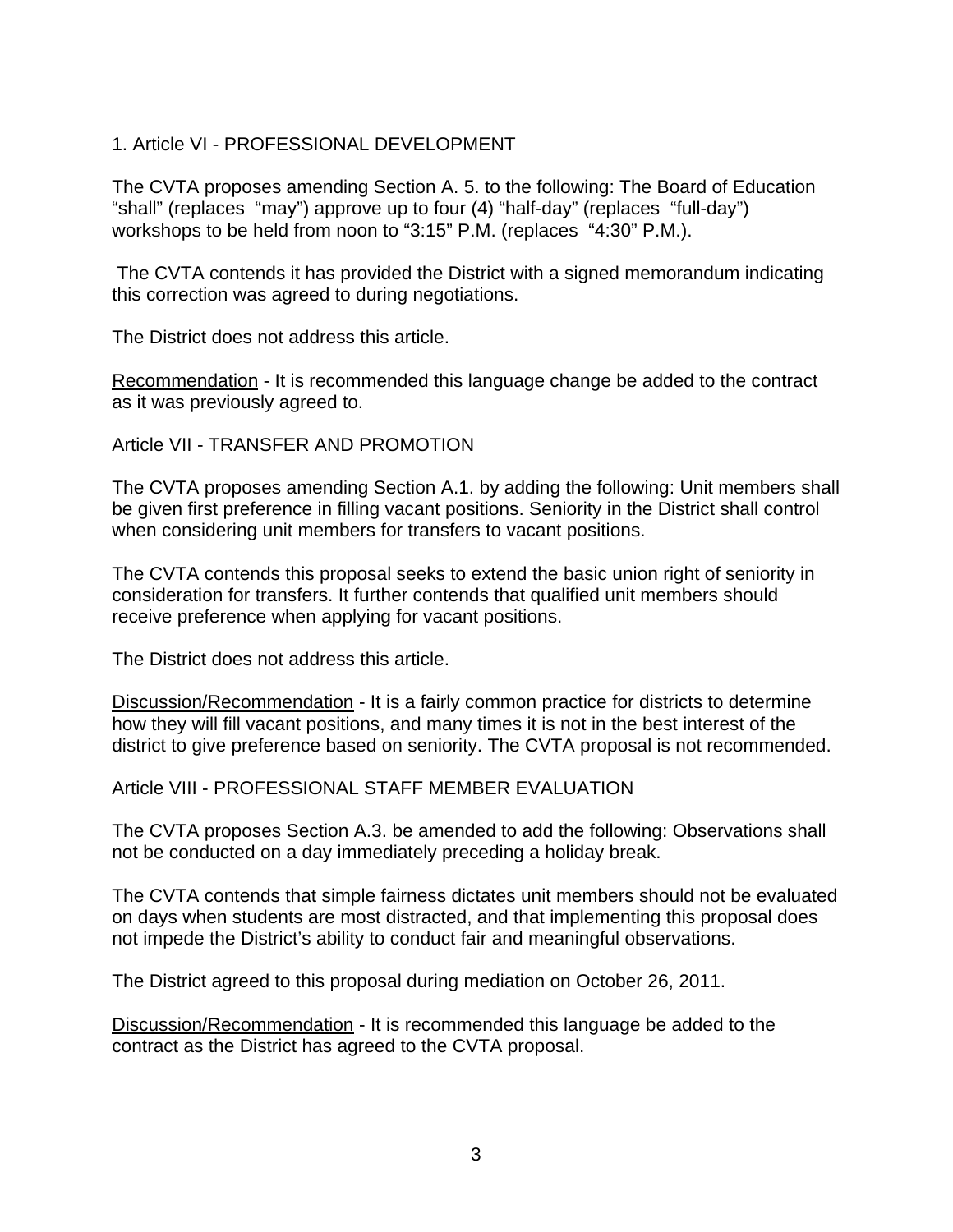1. Article VI - PROFESSIONAL DEVELOPMENT

The CVTA proposes amending Section A. 5. to the following: The Board of Education "shall" (replaces "may") approve up to four (4) "half-day" (replaces "full-day") workshops to be held from noon to "3:15" P.M. (replaces "4:30" P.M.).

The CVTA contends it has provided the District with a signed memorandum indicating this correction was agreed to during negotiations.

The District does not address this article.

<u>Recommendation</u> - It is recommended this language change be added to the contract as it was previously agreed to.

Article VII - TRANSFER AND PROMOTION

The CVTA proposes amending Section A.1. by adding the following: Unit members shall be given first preference in filling vacant positions. Seniority in the District shall control when considering unit members for transfers to vacant positions.

The CVTA contends this proposal seeks to extend the basic union right of seniority in consideration for transfers. It further contends that qualified unit members should receive preference when applying for vacant positions.

The District does not address this article.

<u>Discussion/Recommendation</u> - It is a fairly common practice for districts to determine how they will fill vacant positions, and many times it is not in the best interest of the district to give preference based on seniority. The CVTA proposal is not recommended.

Article VIII - PROFESSIONAL STAFF MEMBER EVALUATION

The CVTA proposes Section A.3. be amended to add the following: Observations shall not be conducted on a day immediately preceding a holiday break.

The CVTA contends that simple fairness dictates unit members should not be evaluated on days when students are most distracted, and that implementing this proposal does not impede the District's ability to conduct fair and meaningful observations.

The District agreed to this proposal during mediation on October 26, 2011.

<u>Discussion/Recommendation</u> - It is recommended this language be added to the contract as the District has agreed to the CVTA proposal.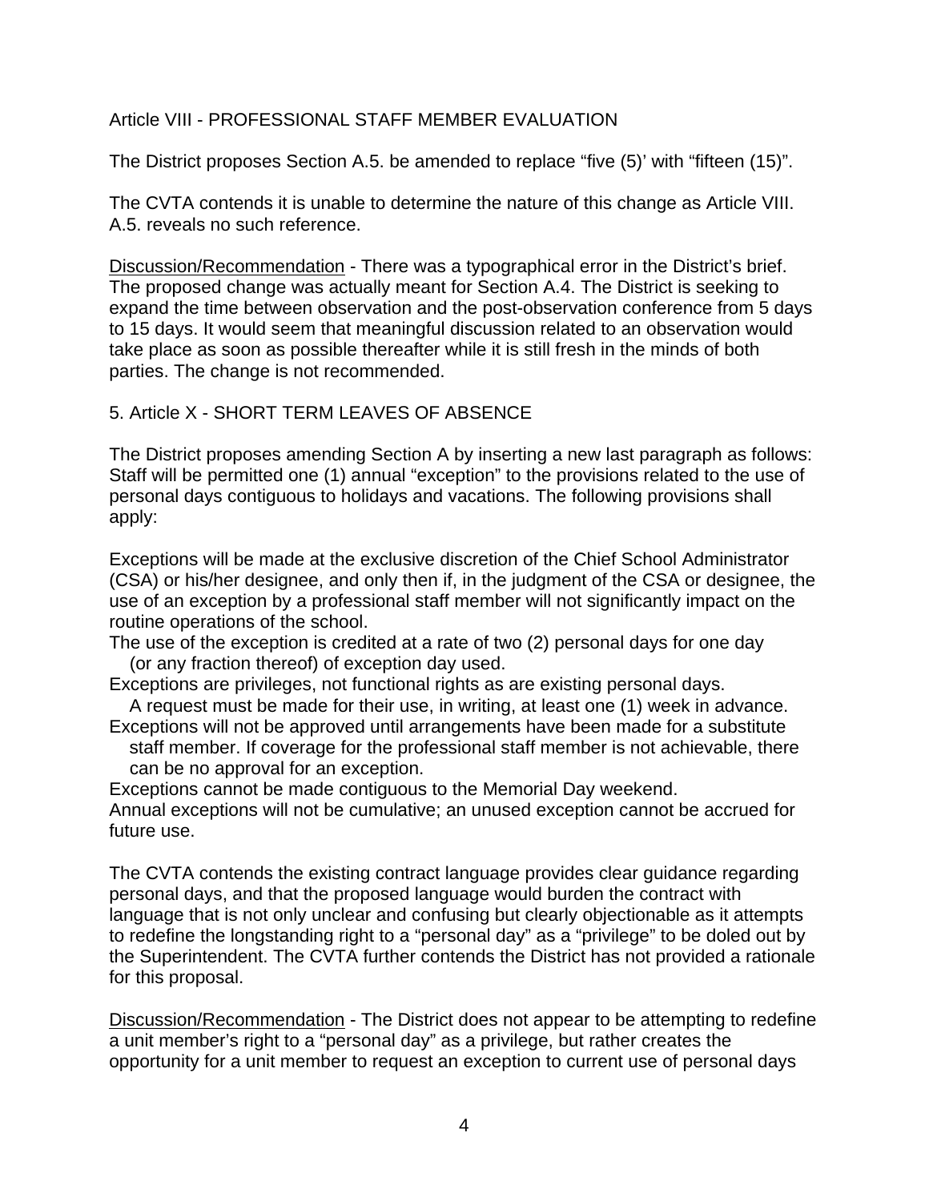Article VIII - PROFESSIONAL STAFF MEMBER EVALUATION

The District proposes Section A.5. be amended to replace "five (5)' with "fifteen (15)".

The CVTA contends it is unable to determine the nature of this change as Article VIII. A.5. reveals no such reference.

Discussion/Recommendation - There was a typographical error in the District's brief. The proposed change was actually meant for Section A.4. The District is seeking to expand the time between observation and the post-observation conference from 5 days to 15 days. It would seem that meaningful discussion related to an observation would take place as soon as possible thereafter while it is still fresh in the minds of both parties. The change is not recommended.

5. Article X - SHORT TERM LEAVES OF ABSENCE

The District proposes amending Section A by inserting a new last paragraph as follows: Staff will be permitted one (1) annual "exception" to the provisions related to the use of personal days contiguous to holidays and vacations. The following provisions shall apply:

Exceptions will be made at the exclusive discretion of the Chief School Administrator (CSA) or his/her designee, and only then if, in the judgment of the CSA or designee, the use of an exception by a professional staff member will not significantly impact on the routine operations of the school.
The use of the exception is credited at a rate of two (2) personal days for one day (or any fraction thereof) of exception day used.
Exceptions are privileges, not functional rights as are existing personal days. A request must be made for their use, in writing, at least one (1) week in advance.
Exceptions will not be approved until arrangements have been made for a substitute staff member. If coverage for the professional staff member is not achievable, there can be no approval for an exception.
Exceptions cannot be made contiguous to the Memorial Day weekend.
Annual exceptions will not be cumulative; an unused exception cannot be accrued for future use.

The CVTA contends the existing contract language provides clear guidance regarding personal days, and that the proposed language would burden the contract with language that is not only unclear and confusing but clearly objectionable as it attempts to redefine the longstanding right to a "personal day" as a "privilege" to be doled out by the Superintendent. The CVTA further contends the District has not provided a rationale for this proposal.

Discussion/Recommendation - The District does not appear to be attempting to redefine a unit member's right to a "personal day" as a privilege, but rather creates the opportunity for a unit member to request an exception to current use of personal days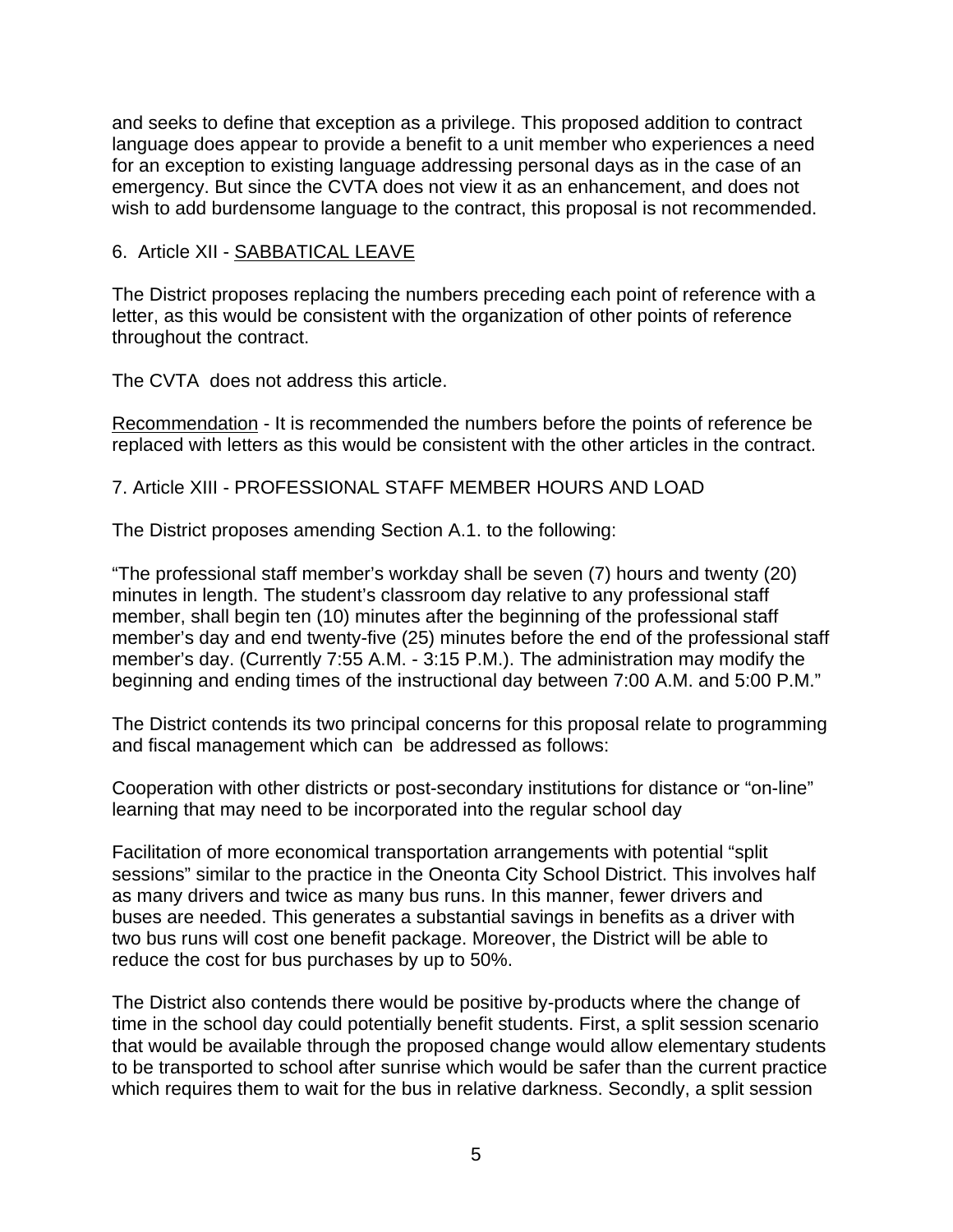and seeks to define that exception as a privilege. This proposed addition to contract language does appear to provide a benefit to a unit member who experiences a need for an exception to existing language addressing personal days as in the case of an emergency. But since the CVTA does not view it as an enhancement, and does not wish to add burdensome language to the contract, this proposal is not recommended.

6. Article XII - SABBATICAL LEAVE

The District proposes replacing the numbers preceding each point of reference with a letter, as this would be consistent with the organization of other points of reference throughout the contract.

The CVTA does not address this article.

Recommendation - It is recommended the numbers before the points of reference be replaced with letters as this would be consistent with the other articles in the contract.

7. Article XIII - PROFESSIONAL STAFF MEMBER HOURS AND LOAD

The District proposes amending Section A.1. to the following:

"The professional staff member's workday shall be seven (7) hours and twenty (20) minutes in length. The student's classroom day relative to any professional staff member, shall begin ten (10) minutes after the beginning of the professional staff member's day and end twenty-five (25) minutes before the end of the professional staff member's day. (Currently 7:55 A.M. - 3:15 P.M.). The administration may modify the beginning and ending times of the instructional day between 7:00 A.M. and 5:00 P.M."

The District contends its two principal concerns for this proposal relate to programming and fiscal management which can be addressed as follows:

Cooperation with other districts or post-secondary institutions for distance or "on-line" learning that may need to be incorporated into the regular school day

Facilitation of more economical transportation arrangements with potential "split sessions" similar to the practice in the Oneonta City School District. This involves half as many drivers and twice as many bus runs. In this manner, fewer drivers and buses are needed. This generates a substantial savings in benefits as a driver with two bus runs will cost one benefit package. Moreover, the District will be able to reduce the cost for bus purchases by up to 50%.

The District also contends there would be positive by-products where the change of time in the school day could potentially benefit students. First, a split session scenario that would be available through the proposed change would allow elementary students to be transported to school after sunrise which would be safer than the current practice which requires them to wait for the bus in relative darkness. Secondly, a split session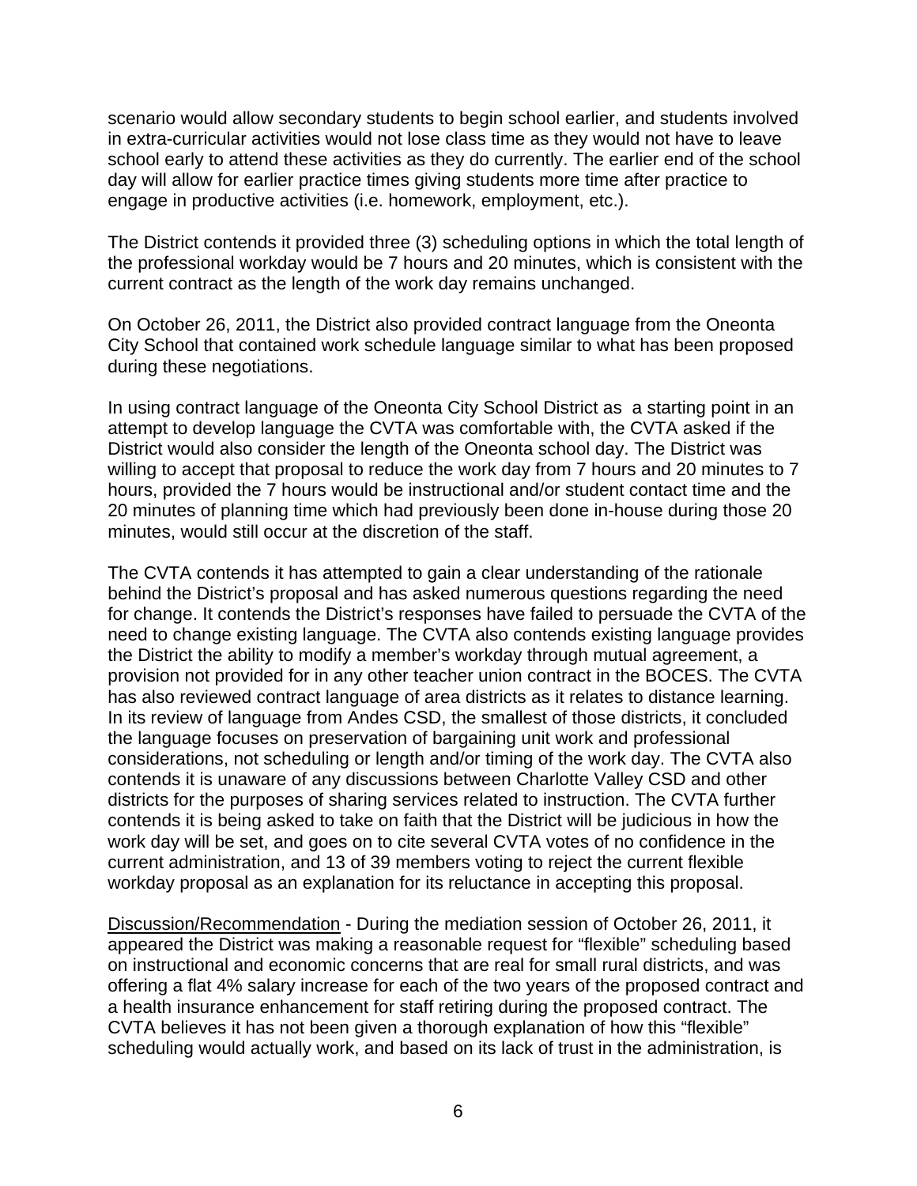scenario would allow secondary students to begin school earlier, and students involved in extra-curricular activities would not lose class time as they would not have to leave school early to attend these activities as they do currently. The earlier end of the school day will allow for earlier practice times giving students more time after practice to engage in productive activities (i.e. homework, employment, etc.).

The District contends it provided three (3) scheduling options in which the total length of the professional workday would be 7 hours and 20 minutes, which is consistent with the current contract as the length of the work day remains unchanged.

On October 26, 2011, the District also provided contract language from the Oneonta City School that contained work schedule language similar to what has been proposed during these negotiations.

In using contract language of the Oneonta City School District as a starting point in an attempt to develop language the CVTA was comfortable with, the CVTA asked if the District would also consider the length of the Oneonta school day. The District was willing to accept that proposal to reduce the work day from 7 hours and 20 minutes to 7 hours, provided the 7 hours would be instructional and/or student contact time and the 20 minutes of planning time which had previously been done in-house during those 20 minutes, would still occur at the discretion of the staff.

The CVTA contends it has attempted to gain a clear understanding of the rationale behind the District's proposal and has asked numerous questions regarding the need for change. It contends the District's responses have failed to persuade the CVTA of the need to change existing language. The CVTA also contends existing language provides the District the ability to modify a member's workday through mutual agreement, a provision not provided for in any other teacher union contract in the BOCES. The CVTA has also reviewed contract language of area districts as it relates to distance learning. In its review of language from Andes CSD, the smallest of those districts, it concluded the language focuses on preservation of bargaining unit work and professional considerations, not scheduling or length and/or timing of the work day. The CVTA also contends it is unaware of any discussions between Charlotte Valley CSD and other districts for the purposes of sharing services related to instruction. The CVTA further contends it is being asked to take on faith that the District will be judicious in how the work day will be set, and goes on to cite several CVTA votes of no confidence in the current administration, and 13 of 39 members voting to reject the current flexible workday proposal as an explanation for its reluctance in accepting this proposal.

<u>Discussion/Recommendation</u> - During the mediation session of October 26, 2011, it appeared the District was making a reasonable request for "flexible" scheduling based on instructional and economic concerns that are real for small rural districts, and was offering a flat 4% salary increase for each of the two years of the proposed contract and a health insurance enhancement for staff retiring during the proposed contract. The CVTA believes it has not been given a thorough explanation of how this "flexible" scheduling would actually work, and based on its lack of trust in the administration, is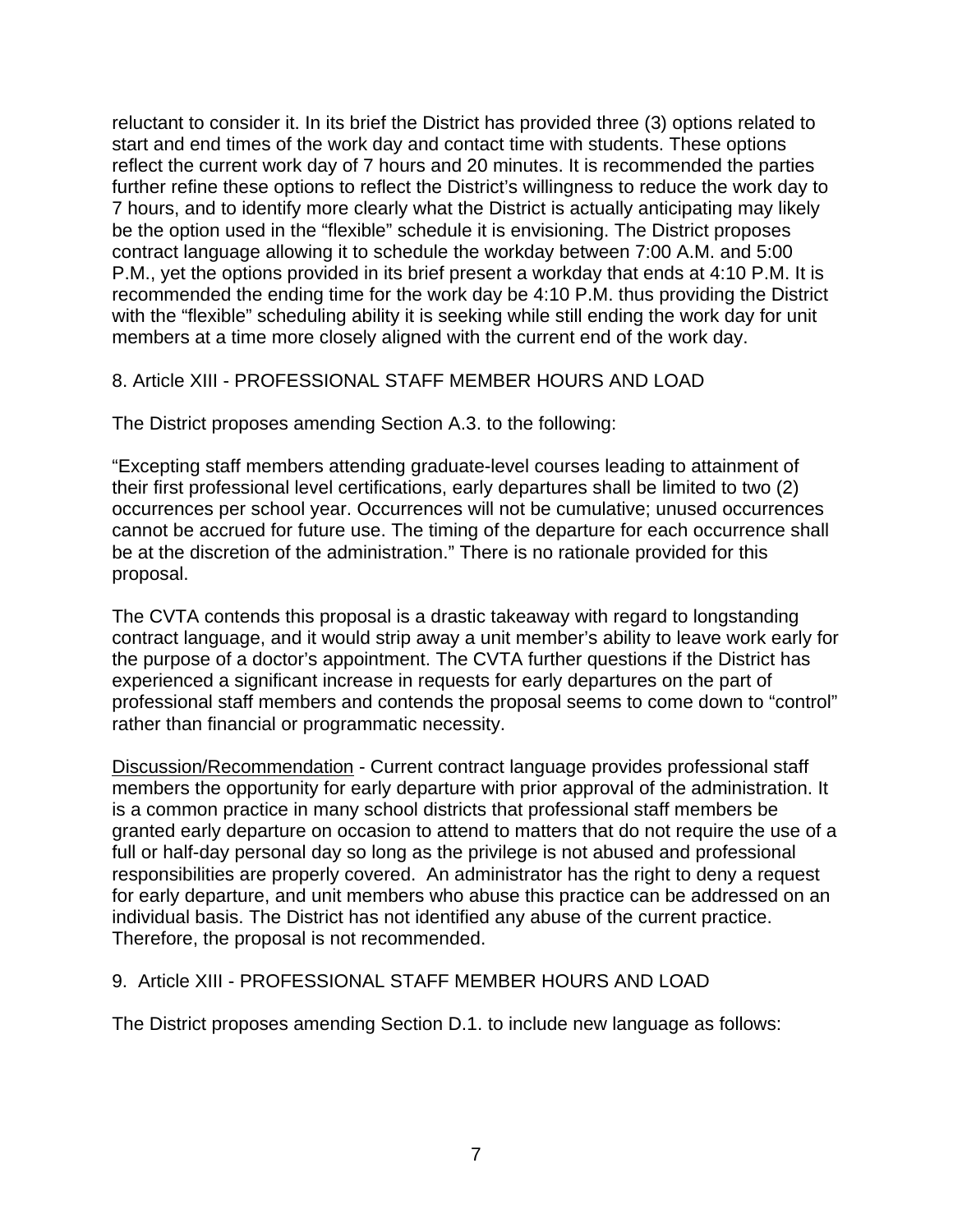reluctant to consider it. In its brief the District has provided three (3) options related to start and end times of the work day and contact time with students. These options reflect the current work day of 7 hours and 20 minutes. It is recommended the parties further refine these options to reflect the District's willingness to reduce the work day to 7 hours, and to identify more clearly what the District is actually anticipating may likely be the option used in the "flexible" schedule it is envisioning. The District proposes contract language allowing it to schedule the workday between 7:00 A.M. and 5:00 P.M., yet the options provided in its brief present a workday that ends at 4:10 P.M. It is recommended the ending time for the work day be 4:10 P.M. thus providing the District with the "flexible" scheduling ability it is seeking while still ending the work day for unit members at a time more closely aligned with the current end of the work day.

8. Article XIII - PROFESSIONAL STAFF MEMBER HOURS AND LOAD

The District proposes amending Section A.3. to the following:

"Excepting staff members attending graduate-level courses leading to attainment of their first professional level certifications, early departures shall be limited to two (2) occurrences per school year. Occurrences will not be cumulative; unused occurrences cannot be accrued for future use. The timing of the departure for each occurrence shall be at the discretion of the administration." There is no rationale provided for this proposal.

The CVTA contends this proposal is a drastic takeaway with regard to longstanding contract language, and it would strip away a unit member's ability to leave work early for the purpose of a doctor's appointment. The CVTA further questions if the District has experienced a significant increase in requests for early departures on the part of professional staff members and contends the proposal seems to come down to "control" rather than financial or programmatic necessity.

<u>Discussion/Recommendation</u> - Current contract language provides professional staff members the opportunity for early departure with prior approval of the administration. It is a common practice in many school districts that professional staff members be granted early departure on occasion to attend to matters that do not require the use of a full or half-day personal day so long as the privilege is not abused and professional responsibilities are properly covered. An administrator has the right to deny a request for early departure, and unit members who abuse this practice can be addressed on an individual basis. The District has not identified any abuse of the current practice. Therefore, the proposal is not recommended.

9. Article XIII - PROFESSIONAL STAFF MEMBER HOURS AND LOAD

The District proposes amending Section D.1. to include new language as follows: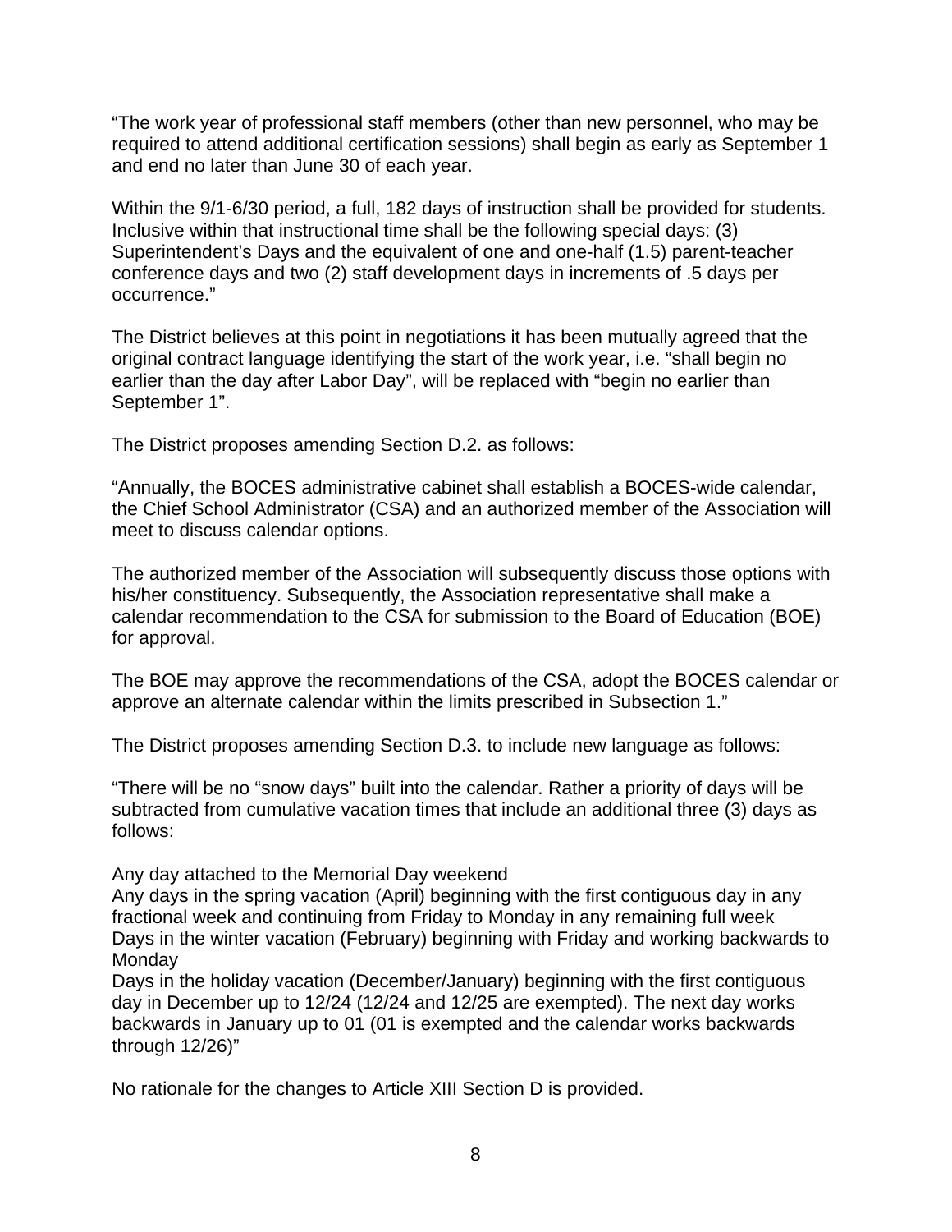"The work year of professional staff members (other than new personnel, who may be required to attend additional certification sessions) shall begin as early as September 1 and end no later than June 30 of each year.

Within the 9/1-6/30 period, a full, 182 days of instruction shall be provided for students. Inclusive within that instructional time shall be the following special days: (3) Superintendent's Days and the equivalent of one and one-half (1.5) parent-teacher conference days and two (2) staff development days in increments of .5 days per occurrence."

The District believes at this point in negotiations it has been mutually agreed that the original contract language identifying the start of the work year, i.e. "shall begin no earlier than the day after Labor Day", will be replaced with "begin no earlier than September 1".

The District proposes amending Section D.2. as follows:

"Annually, the BOCES administrative cabinet shall establish a BOCES-wide calendar, the Chief School Administrator (CSA) and an authorized member of the Association will meet to discuss calendar options.

The authorized member of the Association will subsequently discuss those options with his/her constituency. Subsequently, the Association representative shall make a calendar recommendation to the CSA for submission to the Board of Education (BOE) for approval.

The BOE may approve the recommendations of the CSA, adopt the BOCES calendar or approve an alternate calendar within the limits prescribed in Subsection 1."

The District proposes amending Section D.3. to include new language as follows:

"There will be no "snow days" built into the calendar. Rather a priority of days will be subtracted from cumulative vacation times that include an additional three (3) days as follows:

Any day attached to the Memorial Day weekend
Any days in the spring vacation (April) beginning with the first contiguous day in any fractional week and continuing from Friday to Monday in any remaining full week
Days in the winter vacation (February) beginning with Friday and working backwards to Monday
Days in the holiday vacation (December/January) beginning with the first contiguous day in December up to 12/24 (12/24 and 12/25 are exempted). The next day works backwards in January up to 01 (01 is exempted and the calendar works backwards through 12/26)"

No rationale for the changes to Article XIII Section D is provided.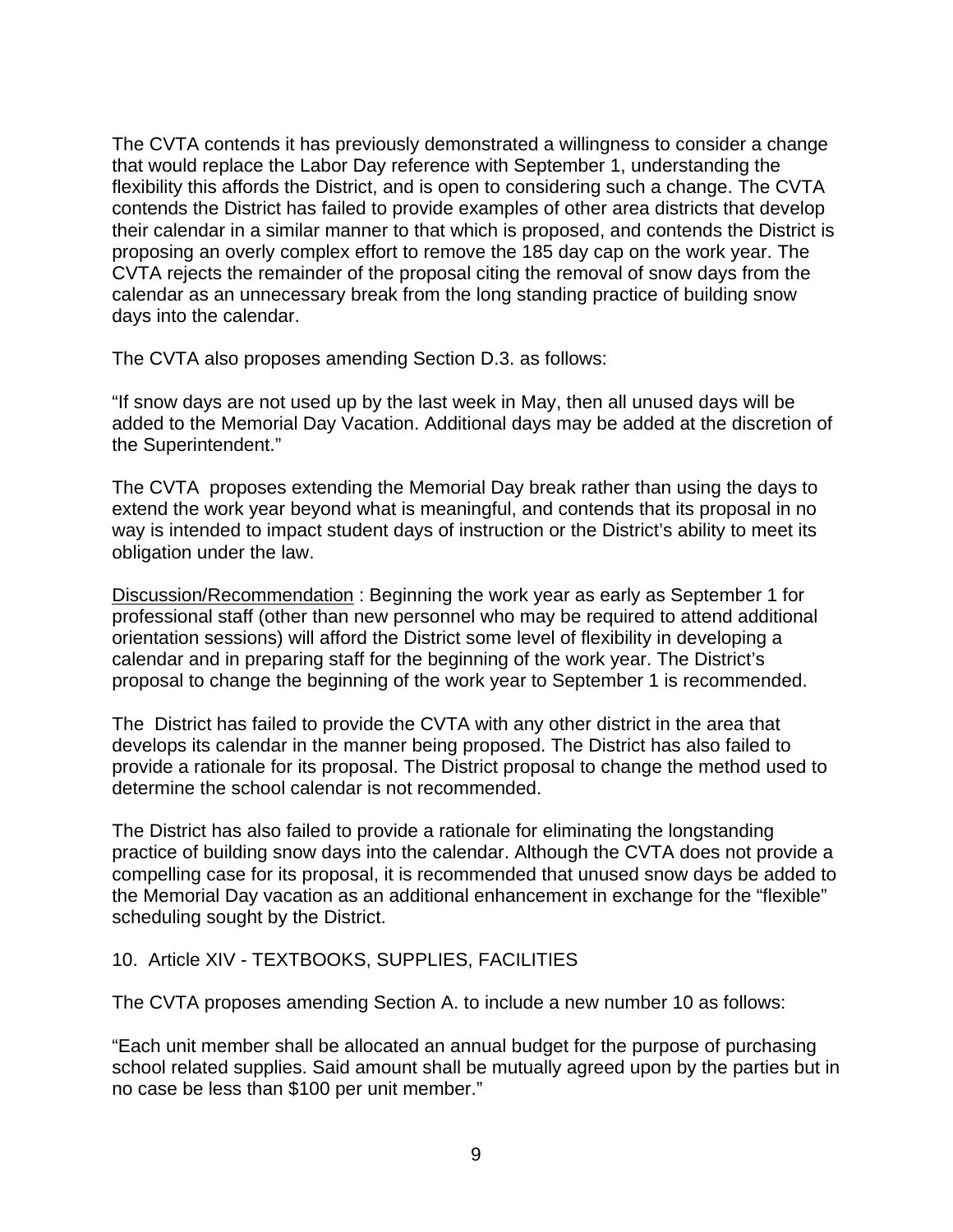The CVTA contends it has previously demonstrated a willingness to consider a change that would replace the Labor Day reference with September 1, understanding the flexibility this affords the District, and is open to considering such a change. The CVTA contends the District has failed to provide examples of other area districts that develop their calendar in a similar manner to that which is proposed, and contends the District is proposing an overly complex effort to remove the 185 day cap on the work year. The CVTA rejects the remainder of the proposal citing the removal of snow days from the calendar as an unnecessary break from the long standing practice of building snow days into the calendar.

The CVTA also proposes amending Section D.3. as follows:

"If snow days are not used up by the last week in May, then all unused days will be added to the Memorial Day Vacation. Additional days may be added at the discretion of the Superintendent."

The CVTA proposes extending the Memorial Day break rather than using the days to extend the work year beyond what is meaningful, and contends that its proposal in no way is intended to impact student days of instruction or the District's ability to meet its obligation under the law.

<u>Discussion/Recommendation</u> : Beginning the work year as early as September 1 for professional staff (other than new personnel who may be required to attend additional orientation sessions) will afford the District some level of flexibility in developing a calendar and in preparing staff for the beginning of the work year. The District's proposal to change the beginning of the work year to September 1 is recommended.

The District has failed to provide the CVTA with any other district in the area that develops its calendar in the manner being proposed. The District has also failed to provide a rationale for its proposal. The District proposal to change the method used to determine the school calendar is not recommended.

The District has also failed to provide a rationale for eliminating the longstanding practice of building snow days into the calendar. Although the CVTA does not provide a compelling case for its proposal, it is recommended that unused snow days be added to the Memorial Day vacation as an additional enhancement in exchange for the "flexible" scheduling sought by the District.

10. Article XIV - TEXTBOOKS, SUPPLIES, FACILITIES

The CVTA proposes amending Section A. to include a new number 10 as follows:

"Each unit member shall be allocated an annual budget for the purpose of purchasing school related supplies. Said amount shall be mutually agreed upon by the parties but in no case be less than $100 per unit member."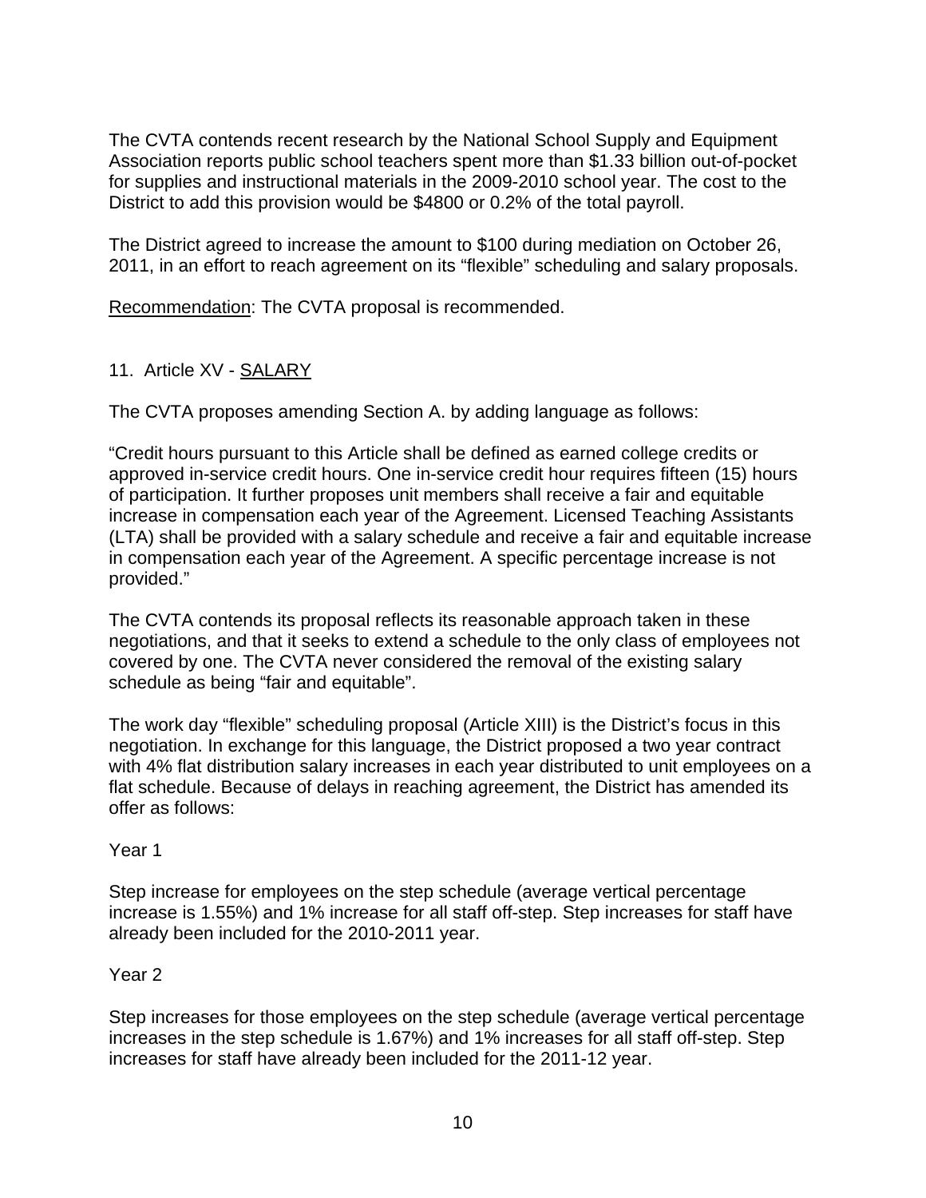The CVTA contends recent research by the National School Supply and Equipment Association reports public school teachers spent more than $1.33 billion out-of-pocket for supplies and instructional materials in the 2009-2010 school year. The cost to the District to add this provision would be $4800 or 0.2% of the total payroll.

The District agreed to increase the amount to $100 during mediation on October 26, 2011, in an effort to reach agreement on its "flexible" scheduling and salary proposals.

<u>Recommendation</u>: The CVTA proposal is recommended.

11. Article XV - <u>SALARY</u>

The CVTA proposes amending Section A. by adding language as follows:

"Credit hours pursuant to this Article shall be defined as earned college credits or approved in-service credit hours. One in-service credit hour requires fifteen (15) hours of participation. It further proposes unit members shall receive a fair and equitable increase in compensation each year of the Agreement. Licensed Teaching Assistants (LTA) shall be provided with a salary schedule and receive a fair and equitable increase in compensation each year of the Agreement. A specific percentage increase is not provided."

The CVTA contends its proposal reflects its reasonable approach taken in these negotiations, and that it seeks to extend a schedule to the only class of employees not covered by one. The CVTA never considered the removal of the existing salary schedule as being "fair and equitable".

The work day "flexible" scheduling proposal (Article XIII) is the District's focus in this negotiation. In exchange for this language, the District proposed a two year contract with 4% flat distribution salary increases in each year distributed to unit employees on a flat schedule. Because of delays in reaching agreement, the District has amended its offer as follows:

Year 1

Step increase for employees on the step schedule (average vertical percentage increase is 1.55%) and 1% increase for all staff off-step. Step increases for staff have already been included for the 2010-2011 year.

Year 2

Step increases for those employees on the step schedule (average vertical percentage increases in the step schedule is 1.67%) and 1% increases for all staff off-step. Step increases for staff have already been included for the 2011-12 year.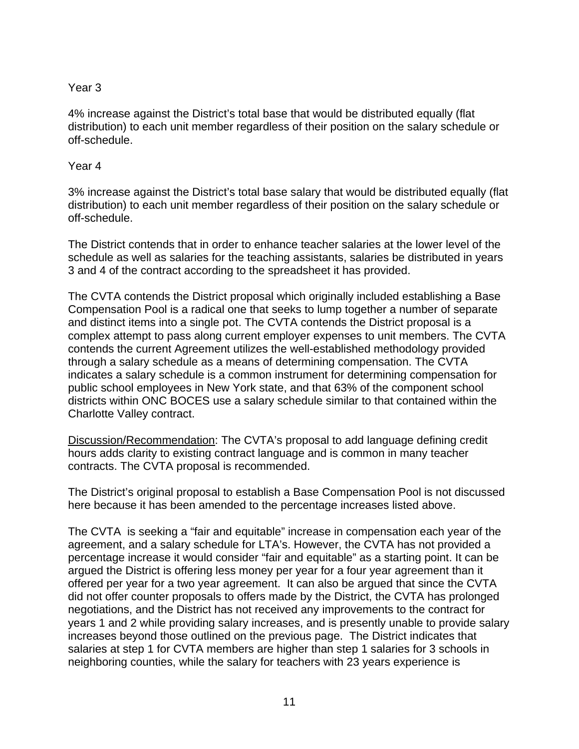Year 3

4% increase against the District's total base that would be distributed equally (flat distribution) to each unit member regardless of their position on the salary schedule or off-schedule.

Year 4

3% increase against the District's total base salary that would be distributed equally (flat distribution) to each unit member regardless of their position on the salary schedule or off-schedule.

The District contends that in order to enhance teacher salaries at the lower level of the schedule as well as salaries for the teaching assistants, salaries be distributed in years 3 and 4 of the contract according to the spreadsheet it has provided.

The CVTA contends the District proposal which originally included establishing a Base Compensation Pool is a radical one that seeks to lump together a number of separate and distinct items into a single pot. The CVTA contends the District proposal is a complex attempt to pass along current employer expenses to unit members. The CVTA contends the current Agreement utilizes the well-established methodology provided through a salary schedule as a means of determining compensation. The CVTA indicates a salary schedule is a common instrument for determining compensation for public school employees in New York state, and that 63% of the component school districts within ONC BOCES use a salary schedule similar to that contained within the Charlotte Valley contract.

Discussion/Recommendation: The CVTA's proposal to add language defining credit hours adds clarity to existing contract language and is common in many teacher contracts. The CVTA proposal is recommended.

The District's original proposal to establish a Base Compensation Pool is not discussed here because it has been amended to the percentage increases listed above.

The CVTA is seeking a "fair and equitable" increase in compensation each year of the agreement, and a salary schedule for LTA's. However, the CVTA has not provided a percentage increase it would consider "fair and equitable" as a starting point. It can be argued the District is offering less money per year for a four year agreement than it offered per year for a two year agreement. It can also be argued that since the CVTA did not offer counter proposals to offers made by the District, the CVTA has prolonged negotiations, and the District has not received any improvements to the contract for years 1 and 2 while providing salary increases, and is presently unable to provide salary increases beyond those outlined on the previous page. The District indicates that salaries at step 1 for CVTA members are higher than step 1 salaries for 3 schools in neighboring counties, while the salary for teachers with 23 years experience is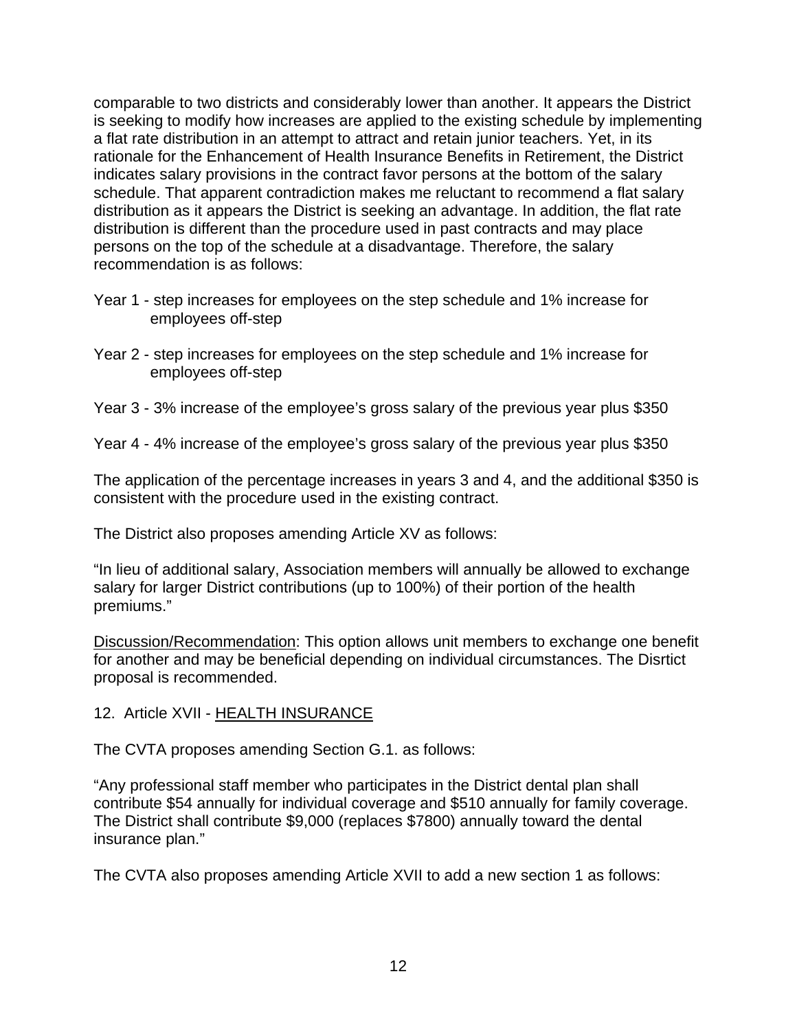comparable to two districts and considerably lower than another. It appears the District is seeking to modify how increases are applied to the existing schedule by implementing a flat rate distribution in an attempt to attract and retain junior teachers. Yet, in its rationale for the Enhancement of Health Insurance Benefits in Retirement, the District indicates salary provisions in the contract favor persons at the bottom of the salary schedule. That apparent contradiction makes me reluctant to recommend a flat salary distribution as it appears the District is seeking an advantage. In addition, the flat rate distribution is different than the procedure used in past contracts and may place persons on the top of the schedule at a disadvantage. Therefore, the salary recommendation is as follows:

Year 1 - step increases for employees on the step schedule and 1% increase for employees off-step

Year 2 - step increases for employees on the step schedule and 1% increase for employees off-step

Year 3 - 3% increase of the employee's gross salary of the previous year plus $350

Year 4 - 4% increase of the employee's gross salary of the previous year plus $350

The application of the percentage increases in years 3 and 4, and the additional $350 is consistent with the procedure used in the existing contract.

The District also proposes amending Article XV as follows:

"In lieu of additional salary, Association members will annually be allowed to exchange salary for larger District contributions (up to 100%) of their portion of the health premiums."

Discussion/Recommendation: This option allows unit members to exchange one benefit for another and may be beneficial depending on individual circumstances. The Disrtict proposal is recommended.

12. Article XVII - HEALTH INSURANCE

The CVTA proposes amending Section G.1. as follows:

"Any professional staff member who participates in the District dental plan shall contribute $54 annually for individual coverage and $510 annually for family coverage. The District shall contribute $9,000 (replaces $7800) annually toward the dental insurance plan."

The CVTA also proposes amending Article XVII to add a new section 1 as follows: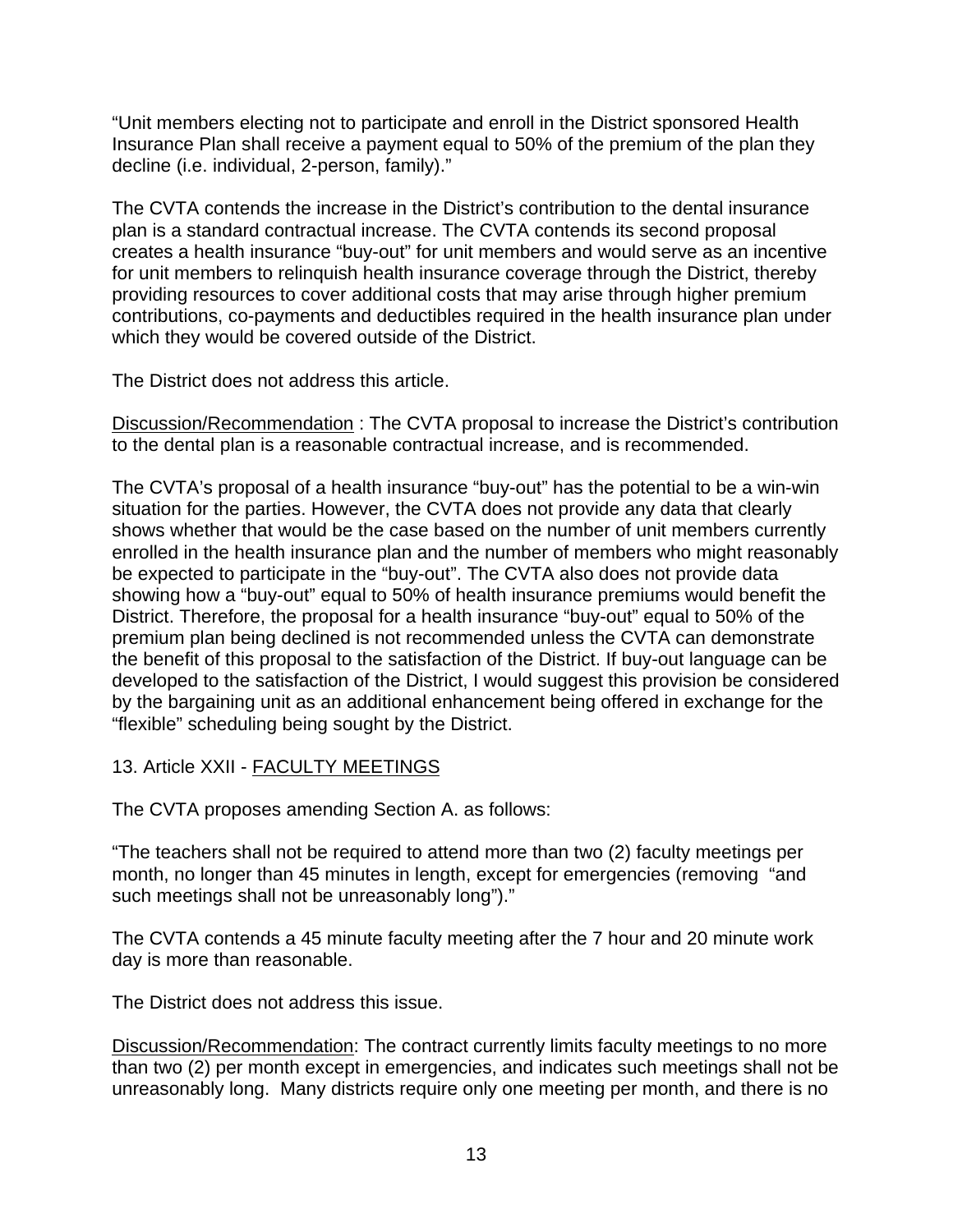"Unit members electing not to participate and enroll in the District sponsored Health Insurance Plan shall receive a payment equal to 50% of the premium of the plan they decline (i.e. individual, 2-person, family)."

The CVTA contends the increase in the District's contribution to the dental insurance plan is a standard contractual increase. The CVTA contends its second proposal creates a health insurance "buy-out" for unit members and would serve as an incentive for unit members to relinquish health insurance coverage through the District, thereby providing resources to cover additional costs that may arise through higher premium contributions, co-payments and deductibles required in the health insurance plan under which they would be covered outside of the District.

The District does not address this article.

<u>Discussion/Recommendation</u> : The CVTA proposal to increase the District's contribution to the dental plan is a reasonable contractual increase, and is recommended.

The CVTA's proposal of a health insurance "buy-out" has the potential to be a win-win situation for the parties. However, the CVTA does not provide any data that clearly shows whether that would be the case based on the number of unit members currently enrolled in the health insurance plan and the number of members who might reasonably be expected to participate in the "buy-out". The CVTA also does not provide data showing how a "buy-out" equal to 50% of health insurance premiums would benefit the District. Therefore, the proposal for a health insurance "buy-out" equal to 50% of the premium plan being declined is not recommended unless the CVTA can demonstrate the benefit of this proposal to the satisfaction of the District. If buy-out language can be developed to the satisfaction of the District, I would suggest this provision be considered by the bargaining unit as an additional enhancement being offered in exchange for the "flexible" scheduling being sought by the District.

13. Article XXII - <u>FACULTY MEETINGS</u>

The CVTA proposes amending Section A. as follows:

"The teachers shall not be required to attend more than two (2) faculty meetings per month, no longer than 45 minutes in length, except for emergencies (removing "and such meetings shall not be unreasonably long")."

The CVTA contends a 45 minute faculty meeting after the 7 hour and 20 minute work day is more than reasonable.

The District does not address this issue.

<u>Discussion/Recommendation</u>: The contract currently limits faculty meetings to no more than two (2) per month except in emergencies, and indicates such meetings shall not be unreasonably long. Many districts require only one meeting per month, and there is no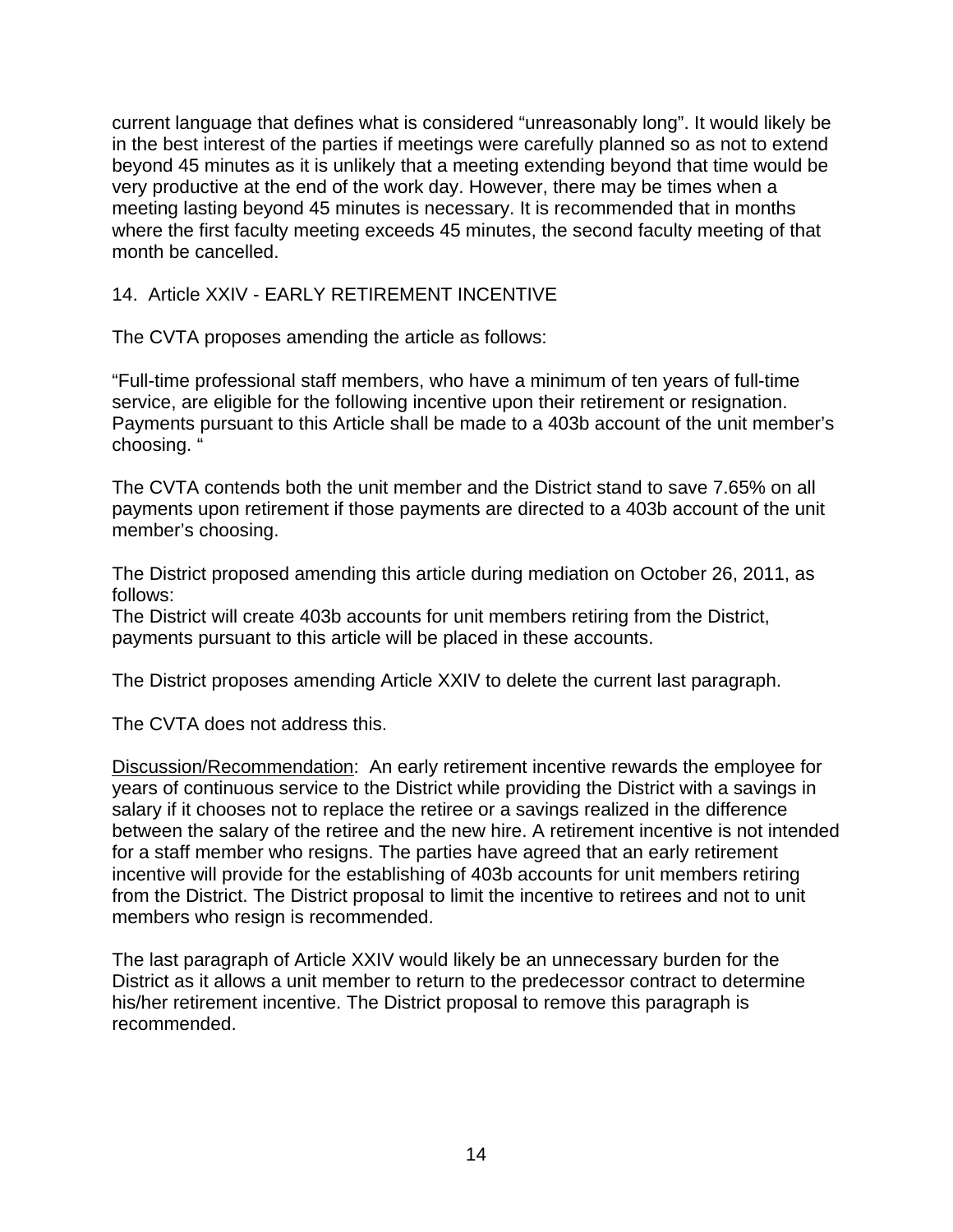current language that defines what is considered "unreasonably long". It would likely be in the best interest of the parties if meetings were carefully planned so as not to extend beyond 45 minutes as it is unlikely that a meeting extending beyond that time would be very productive at the end of the work day. However, there may be times when a meeting lasting beyond 45 minutes is necessary. It is recommended that in months where the first faculty meeting exceeds 45 minutes, the second faculty meeting of that month be cancelled.

14. Article XXIV - EARLY RETIREMENT INCENTIVE

The CVTA proposes amending the article as follows:

"Full-time professional staff members, who have a minimum of ten years of full-time service, are eligible for the following incentive upon their retirement or resignation. Payments pursuant to this Article shall be made to a 403b account of the unit member's choosing. "

The CVTA contends both the unit member and the District stand to save 7.65% on all payments upon retirement if those payments are directed to a 403b account of the unit member's choosing.

The District proposed amending this article during mediation on October 26, 2011, as follows:
The District will create 403b accounts for unit members retiring from the District, payments pursuant to this article will be placed in these accounts.

The District proposes amending Article XXIV to delete the current last paragraph.

The CVTA does not address this.

Discussion/Recommendation: An early retirement incentive rewards the employee for years of continuous service to the District while providing the District with a savings in salary if it chooses not to replace the retiree or a savings realized in the difference between the salary of the retiree and the new hire. A retirement incentive is not intended for a staff member who resigns. The parties have agreed that an early retirement incentive will provide for the establishing of 403b accounts for unit members retiring from the District. The District proposal to limit the incentive to retirees and not to unit members who resign is recommended.

The last paragraph of Article XXIV would likely be an unnecessary burden for the District as it allows a unit member to return to the predecessor contract to determine his/her retirement incentive. The District proposal to remove this paragraph is recommended.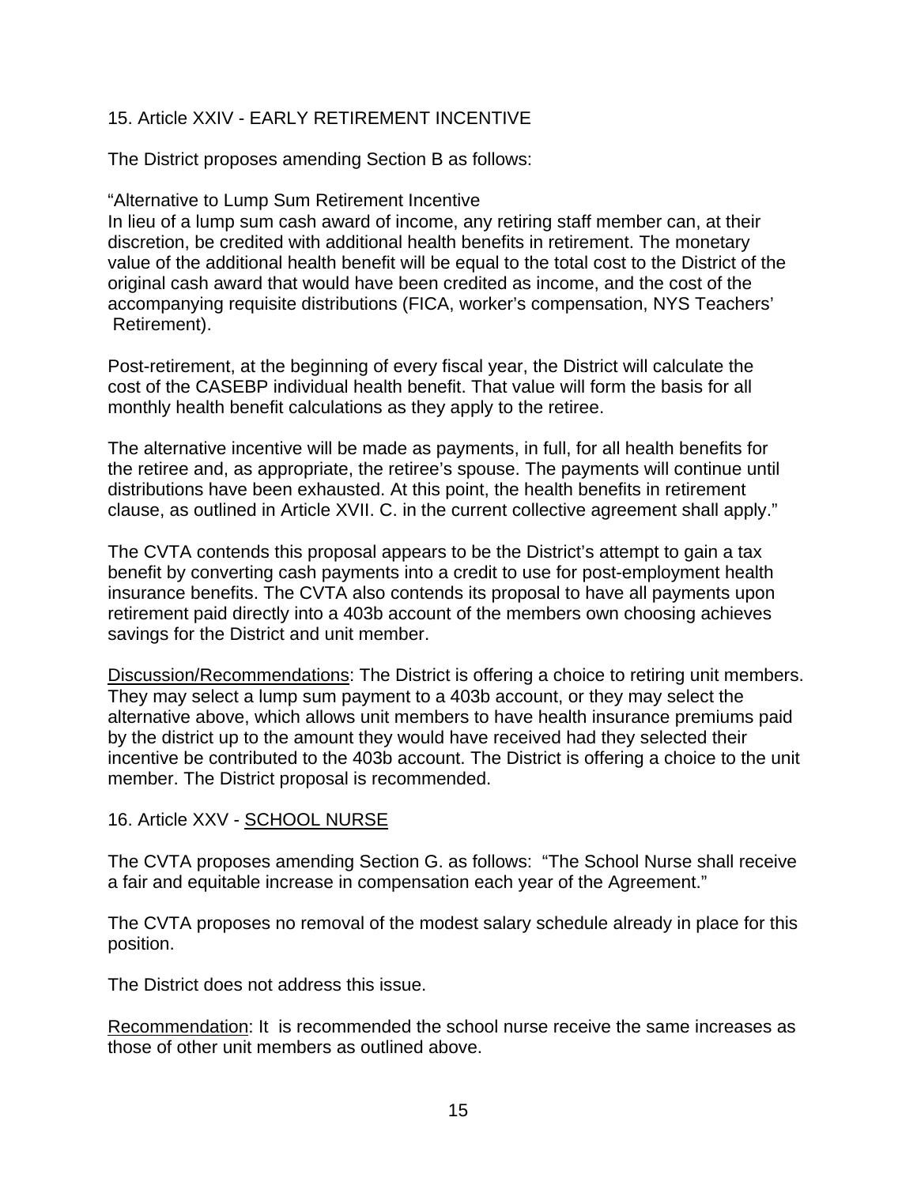15. Article XXIV - EARLY RETIREMENT INCENTIVE

The District proposes amending Section B as follows:

"Alternative to Lump Sum Retirement Incentive
In lieu of a lump sum cash award of income, any retiring staff member can, at their discretion, be credited with additional health benefits in retirement. The monetary value of the additional health benefit will be equal to the total cost to the District of the original cash award that would have been credited as income, and the cost of the accompanying requisite distributions (FICA, worker's compensation, NYS Teachers' Retirement).

Post-retirement, at the beginning of every fiscal year, the District will calculate the cost of the CASEBP individual health benefit. That value will form the basis for all monthly health benefit calculations as they apply to the retiree.

The alternative incentive will be made as payments, in full, for all health benefits for the retiree and, as appropriate, the retiree's spouse. The payments will continue until distributions have been exhausted. At this point, the health benefits in retirement clause, as outlined in Article XVII. C. in the current collective agreement shall apply."

The CVTA contends this proposal appears to be the District's attempt to gain a tax benefit by converting cash payments into a credit to use for post-employment health insurance benefits. The CVTA also contends its proposal to have all payments upon retirement paid directly into a 403b account of the members own choosing achieves savings for the District and unit member.

Discussion/Recommendations: The District is offering a choice to retiring unit members. They may select a lump sum payment to a 403b account, or they may select the alternative above, which allows unit members to have health insurance premiums paid by the district up to the amount they would have received had they selected their incentive be contributed to the 403b account. The District is offering a choice to the unit member. The District proposal is recommended.

16. Article XXV - SCHOOL NURSE

The CVTA proposes amending Section G. as follows: "The School Nurse shall receive a fair and equitable increase in compensation each year of the Agreement."

The CVTA proposes no removal of the modest salary schedule already in place for this position.

The District does not address this issue.

Recommendation: It is recommended the school nurse receive the same increases as those of other unit members as outlined above.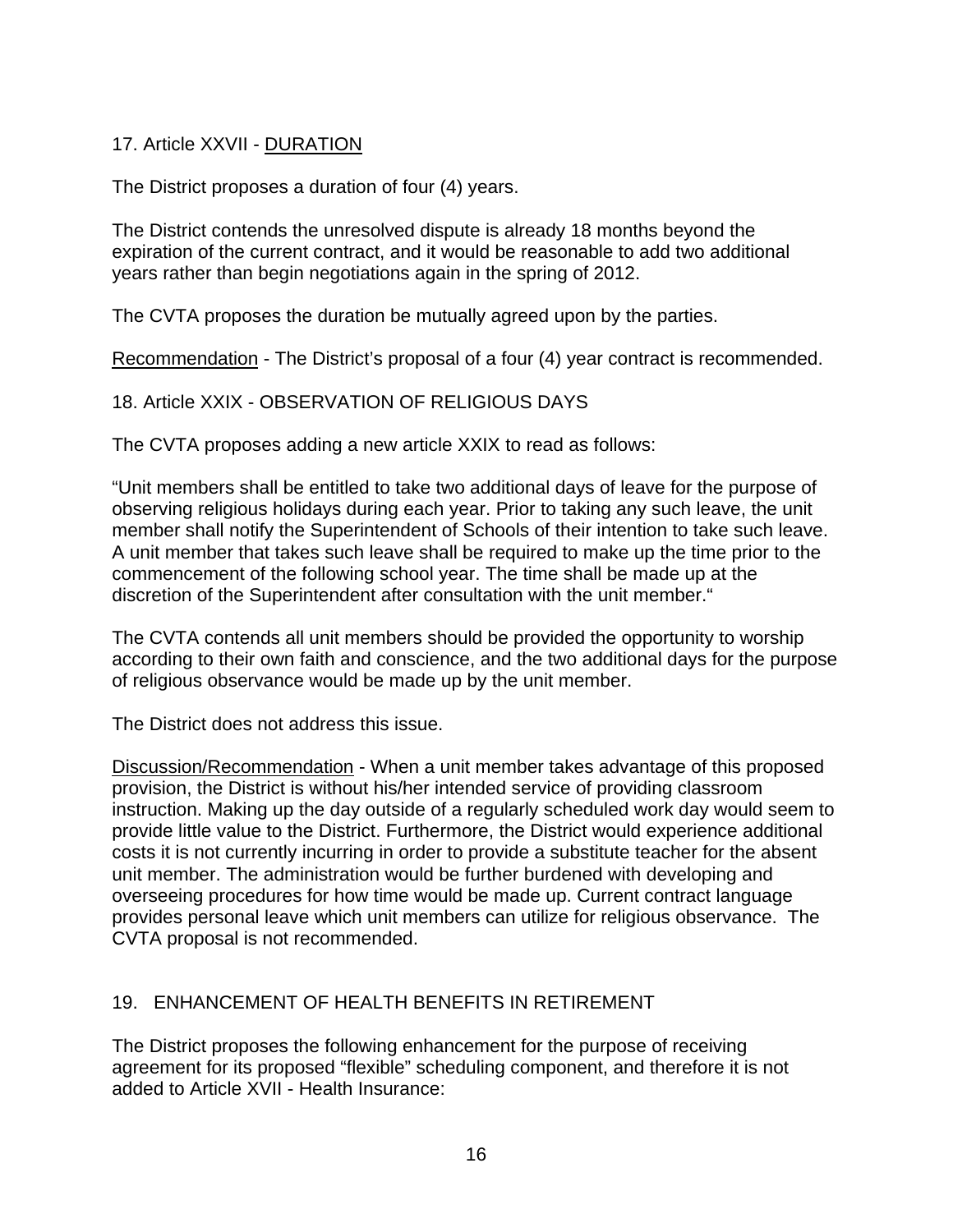17. Article XXVII - DURATION

The District proposes a duration of four (4) years.

The District contends the unresolved dispute is already 18 months beyond the expiration of the current contract, and it would be reasonable to add two additional years rather than begin negotiations again in the spring of 2012.

The CVTA proposes the duration be mutually agreed upon by the parties.

Recommendation - The District's proposal of a four (4) year contract is recommended.

18. Article XXIX - OBSERVATION OF RELIGIOUS DAYS

The CVTA proposes adding a new article XXIX to read as follows:

"Unit members shall be entitled to take two additional days of leave for the purpose of observing religious holidays during each year. Prior to taking any such leave, the unit member shall notify the Superintendent of Schools of their intention to take such leave. A unit member that takes such leave shall be required to make up the time prior to the commencement of the following school year. The time shall be made up at the discretion of the Superintendent after consultation with the unit member."

The CVTA contends all unit members should be provided the opportunity to worship according to their own faith and conscience, and the two additional days for the purpose of religious observance would be made up by the unit member.

The District does not address this issue.

Discussion/Recommendation - When a unit member takes advantage of this proposed provision, the District is without his/her intended service of providing classroom instruction. Making up the day outside of a regularly scheduled work day would seem to provide little value to the District. Furthermore, the District would experience additional costs it is not currently incurring in order to provide a substitute teacher for the absent unit member. The administration would be further burdened with developing and overseeing procedures for how time would be made up. Current contract language provides personal leave which unit members can utilize for religious observance. The CVTA proposal is not recommended.

19. ENHANCEMENT OF HEALTH BENEFITS IN RETIREMENT

The District proposes the following enhancement for the purpose of receiving agreement for its proposed "flexible" scheduling component, and therefore it is not added to Article XVII - Health Insurance: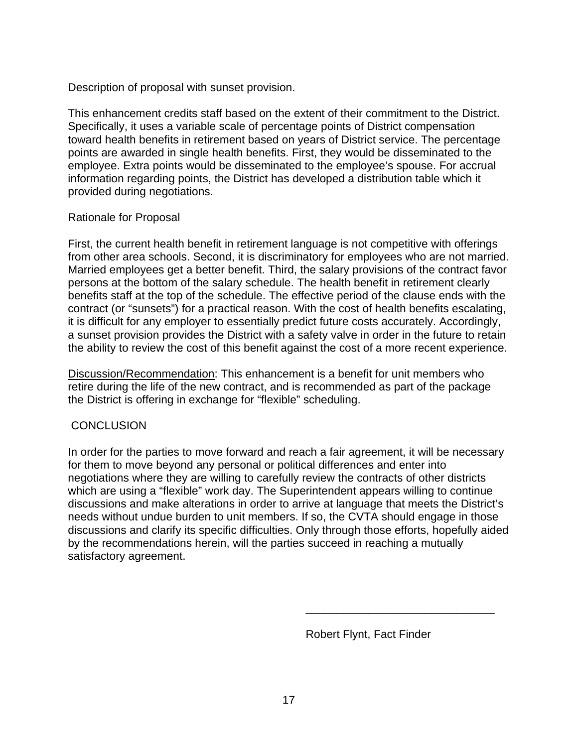Description of proposal with sunset provision.

This enhancement credits staff based on the extent of their commitment to the District. Specifically, it uses a variable scale of percentage points of District compensation toward health benefits in retirement based on years of District service. The percentage points are awarded in single health benefits. First, they would be disseminated to the employee. Extra points would be disseminated to the employee's spouse. For accrual information regarding points, the District has developed a distribution table which it provided during negotiations.

Rationale for Proposal

First, the current health benefit in retirement language is not competitive with offerings from other area schools. Second, it is discriminatory for employees who are not married. Married employees get a better benefit. Third, the salary provisions of the contract favor persons at the bottom of the salary schedule. The health benefit in retirement clearly benefits staff at the top of the schedule. The effective period of the clause ends with the contract (or "sunsets") for a practical reason. With the cost of health benefits escalating, it is difficult for any employer to essentially predict future costs accurately. Accordingly, a sunset provision provides the District with a safety valve in order in the future to retain the ability to review the cost of this benefit against the cost of a more recent experience.

<u>Discussion/Recommendation</u>: This enhancement is a benefit for unit members who retire during the life of the new contract, and is recommended as part of the package the District is offering in exchange for "flexible" scheduling.

## CONCLUSION

In order for the parties to move forward and reach a fair agreement, it will be necessary for them to move beyond any personal or political differences and enter into negotiations where they are willing to carefully review the contracts of other districts which are using a "flexible" work day. The Superintendent appears willing to continue discussions and make alterations in order to arrive at language that meets the District's needs without undue burden to unit members. If so, the CVTA should engage in those discussions and clarify its specific difficulties. Only through those efforts, hopefully aided by the recommendations herein, will the parties succeed in reaching a mutually satisfactory agreement.

______________________________

Robert Flynt, Fact Finder